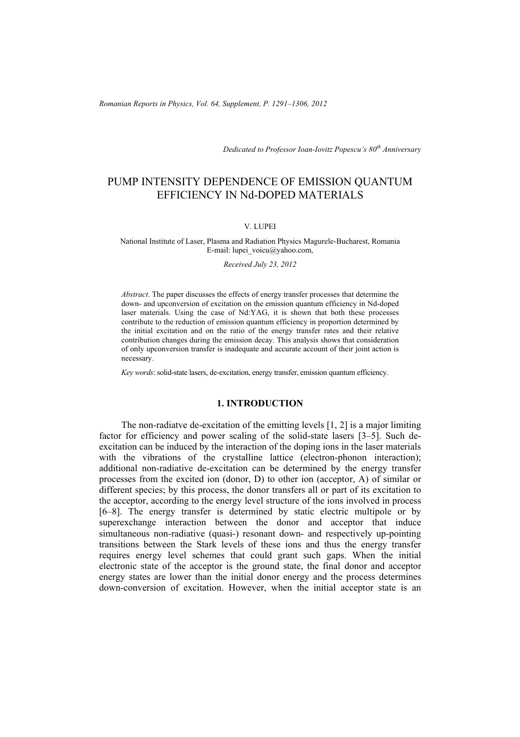*Dedicated to Professor Ioan-Iovitz Popescu's 80th Anniversary*

# PUMP INTENSITY DEPENDENCE OF EMISSION QUANTUM EFFICIENCY IN Nd-DOPED MATERIALS

V. LUPEI

National Institute of Laser, Plasma and Radiation Physics Magurele-Bucharest, Romania
E-mail: lupei_voicu@yahoo.com,

*Received July 23, 2012*

*Abstract*. The paper discusses the effects of energy transfer processes that determine the down- and upconversion of excitation on the emission quantum efficiency in Nd-doped laser materials. Using the case of Nd:YAG, it is shown that both these processes contribute to the reduction of emission quantum efficiency in proportion determined by the initial excitation and on the ratio of the energy transfer rates and their relative contribution changes during the emission decay. This analysis shows that consideration of only upconversion transfer is inadequate and accurate account of their joint action is necessary.

*Key words*: solid-state lasers, de-excitation, energy transfer, emission quantum efficiency.

## 1. INTRODUCTION

The non-radiatve de-excitation of the emitting levels [1, 2] is a major limiting factor for efficiency and power scaling of the solid-state lasers [3–5]. Such de-excitation can be induced by the interaction of the doping ions in the laser materials with the vibrations of the crystalline lattice (electron-phonon interaction); additional non-radiative de-excitation can be determined by the energy transfer processes from the excited ion (donor, D) to other ion (acceptor, A) of similar or different species; by this process, the donor transfers all or part of its excitation to the acceptor, according to the energy level structure of the ions involved in process [6–8]. The energy transfer is determined by static electric multipole or by superexchange interaction between the donor and acceptor that induce simultaneous non-radiative (quasi-) resonant down- and respectively up-pointing transitions between the Stark levels of these ions and thus the energy transfer requires energy level schemes that could grant such gaps. When the initial electronic state of the acceptor is the ground state, the final donor and acceptor energy states are lower than the initial donor energy and the process determines down-conversion of excitation. However, when the initial acceptor state is an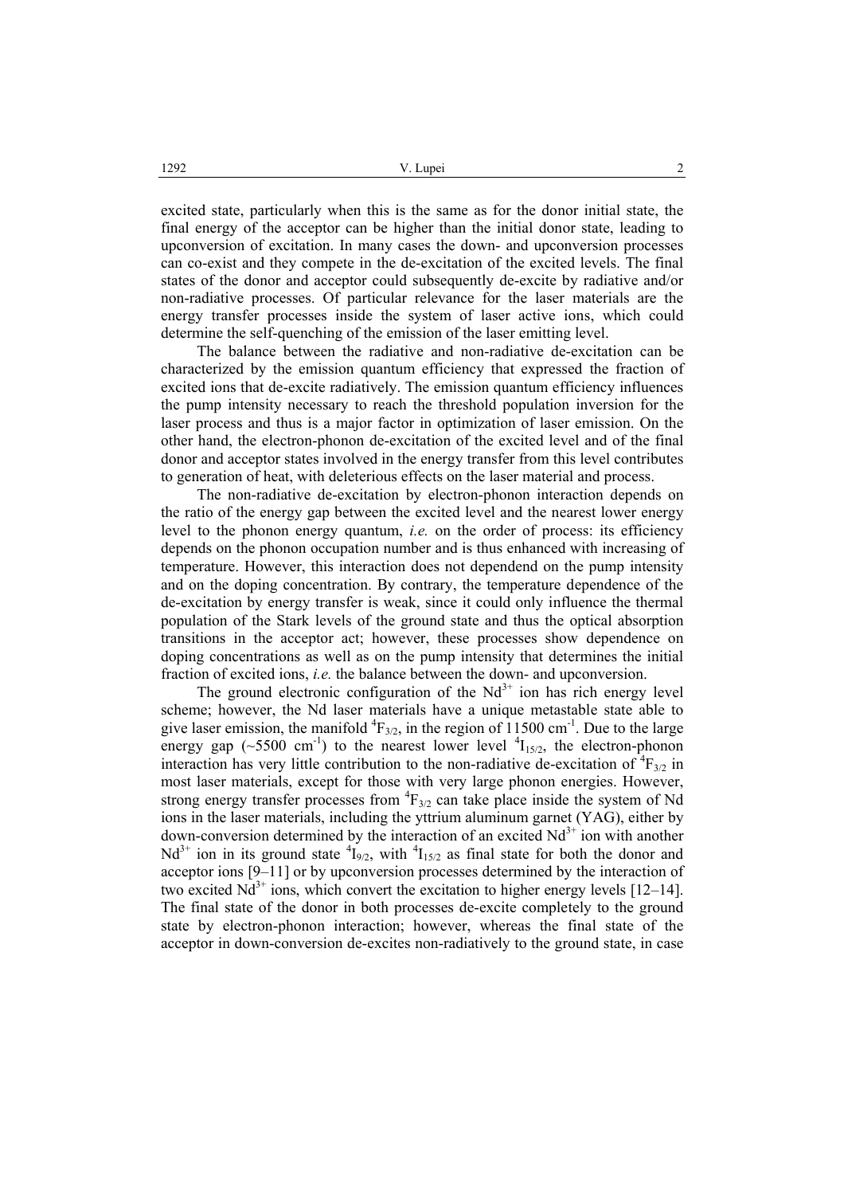excited state, particularly when this is the same as for the donor initial state, the final energy of the acceptor can be higher than the initial donor state, leading to upconversion of excitation. In many cases the down- and upconversion processes can co-exist and they compete in the de-excitation of the excited levels. The final states of the donor and acceptor could subsequently de-excite by radiative and/or non-radiative processes. Of particular relevance for the laser materials are the energy transfer processes inside the system of laser active ions, which could determine the self-quenching of the emission of the laser emitting level.

The balance between the radiative and non-radiative de-excitation can be characterized by the emission quantum efficiency that expressed the fraction of excited ions that de-excite radiatively. The emission quantum efficiency influences the pump intensity necessary to reach the threshold population inversion for the laser process and thus is a major factor in optimization of laser emission. On the other hand, the electron-phonon de-excitation of the excited level and of the final donor and acceptor states involved in the energy transfer from this level contributes to generation of heat, with deleterious effects on the laser material and process.

The non-radiative de-excitation by electron-phonon interaction depends on the ratio of the energy gap between the excited level and the nearest lower energy level to the phonon energy quantum, *i.e.* on the order of process: its efficiency depends on the phonon occupation number and is thus enhanced with increasing of temperature. However, this interaction does not dependend on the pump intensity and on the doping concentration. By contrary, the temperature dependence of the de-excitation by energy transfer is weak, since it could only influence the thermal population of the Stark levels of the ground state and thus the optical absorption transitions in the acceptor act; however, these processes show dependence on doping concentrations as well as on the pump intensity that determines the initial fraction of excited ions, *i.e.* the balance between the down- and upconversion.

The ground electronic configuration of the $Nd^{3+}$ ion has rich energy level scheme; however, the Nd laser materials have a unique metastable state able to give laser emission, the manifold $^4F_{3/2}$, in the region of 11500 cm$^{-1}$. Due to the large energy gap (~5500 cm$^{-1}$) to the nearest lower level $^4I_{15/2}$, the electron-phonon interaction has very little contribution to the non-radiative de-excitation of $^4F_{3/2}$ in most laser materials, except for those with very large phonon energies. However, strong energy transfer processes from $^4F_{3/2}$ can take place inside the system of Nd ions in the laser materials, including the yttrium aluminum garnet (YAG), either by down-conversion determined by the interaction of an excited $Nd^{3+}$ ion with another $Nd^{3+}$ ion in its ground state $^4I_{9/2}$, with $^4I_{15/2}$ as final state for both the donor and acceptor ions [9–11] or by upconversion processes determined by the interaction of two excited $Nd^{3+}$ ions, which convert the excitation to higher energy levels [12–14]. The final state of the donor in both processes de-excite completely to the ground state by electron-phonon interaction; however, whereas the final state of the acceptor in down-conversion de-excites non-radiatively to the ground state, in case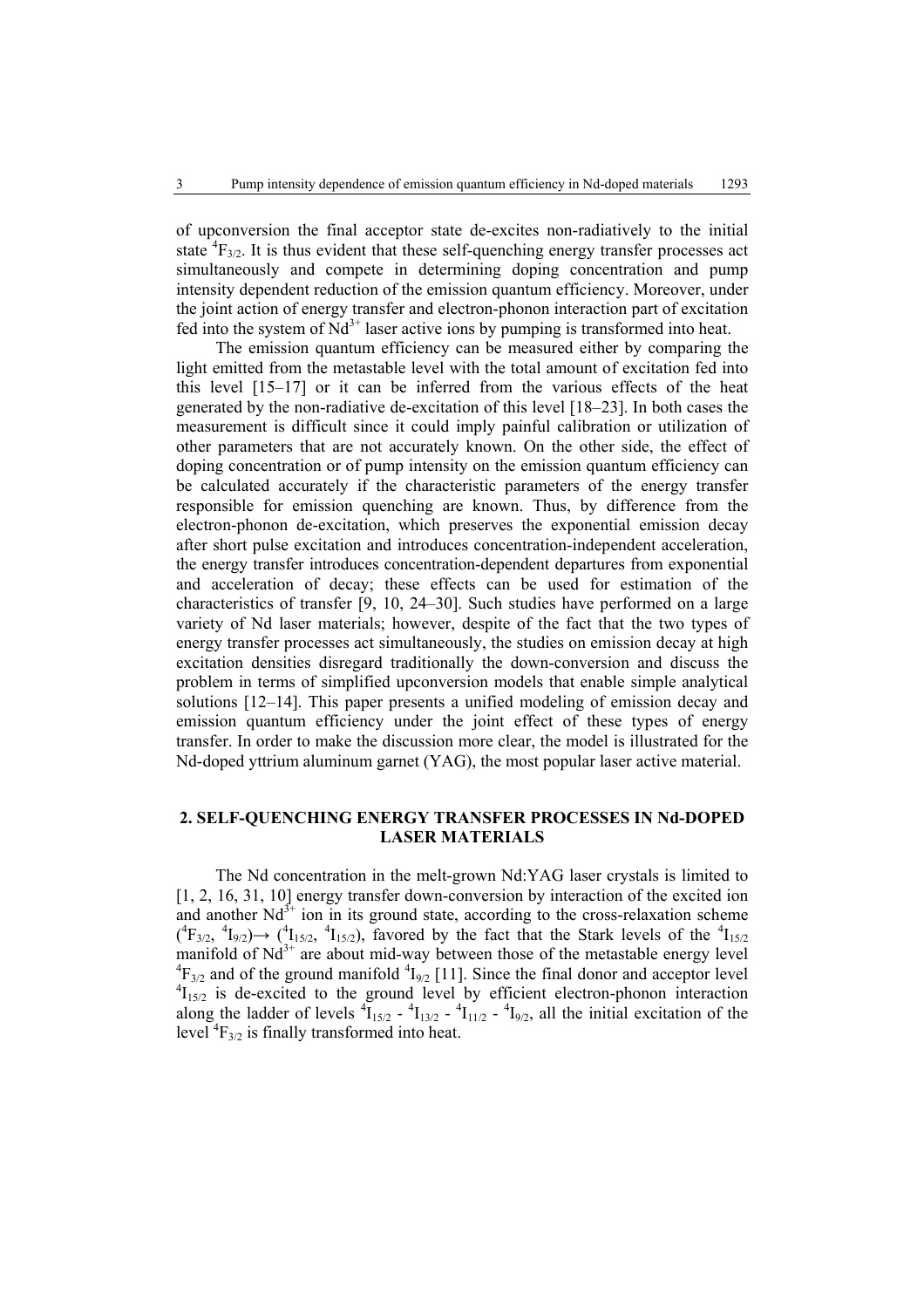of upconversion the final acceptor state de-excites non-radiatively to the initial state $^4F_{3/2}$. It is thus evident that these self-quenching energy transfer processes act simultaneously and compete in determining doping concentration and pump intensity dependent reduction of the emission quantum efficiency. Moreover, under the joint action of energy transfer and electron-phonon interaction part of excitation fed into the system of $Nd^{3+}$ laser active ions by pumping is transformed into heat.

The emission quantum efficiency can be measured either by comparing the light emitted from the metastable level with the total amount of excitation fed into this level [15–17] or it can be inferred from the various effects of the heat generated by the non-radiative de-excitation of this level [18–23]. In both cases the measurement is difficult since it could imply painful calibration or utilization of other parameters that are not accurately known. On the other side, the effect of doping concentration or of pump intensity on the emission quantum efficiency can be calculated accurately if the characteristic parameters of the energy transfer responsible for emission quenching are known. Thus, by difference from the electron-phonon de-excitation, which preserves the exponential emission decay after short pulse excitation and introduces concentration-independent acceleration, the energy transfer introduces concentration-dependent departures from exponential and acceleration of decay; these effects can be used for estimation of the characteristics of transfer [9, 10, 24–30]. Such studies have performed on a large variety of Nd laser materials; however, despite of the fact that the two types of energy transfer processes act simultaneously, the studies on emission decay at high excitation densities disregard traditionally the down-conversion and discuss the problem in terms of simplified upconversion models that enable simple analytical solutions [12–14]. This paper presents a unified modeling of emission decay and emission quantum efficiency under the joint effect of these types of energy transfer. In order to make the discussion more clear, the model is illustrated for the Nd-doped yttrium aluminum garnet (YAG), the most popular laser active material.

## 2. SELF-QUENCHING ENERGY TRANSFER PROCESSES IN Nd-DOPED LASER MATERIALS

The Nd concentration in the melt-grown Nd:YAG laser crystals is limited to [1, 2, 16, 31, 10] energy transfer down-conversion by interaction of the excited ion and another $Nd^{3+}$ ion in its ground state, according to the cross-relaxation scheme $(^4F_{3/2}, {}^4I_{9/2}) \rightarrow (^4I_{15/2}, {}^4I_{15/2})$, favored by the fact that the Stark levels of the $^4I_{15/2}$ manifold of $Nd^{3+}$ are about mid-way between those of the metastable energy level $^4F_{3/2}$ and of the ground manifold $^4I_{9/2}$ [11]. Since the final donor and acceptor level $^4I_{15/2}$ is de-excited to the ground level by efficient electron-phonon interaction along the ladder of levels $^4I_{15/2}$ - $^4I_{13/2}$ - $^4I_{11/2}$ - $^4I_{9/2}$, all the initial excitation of the level $^4F_{3/2}$ is finally transformed into heat.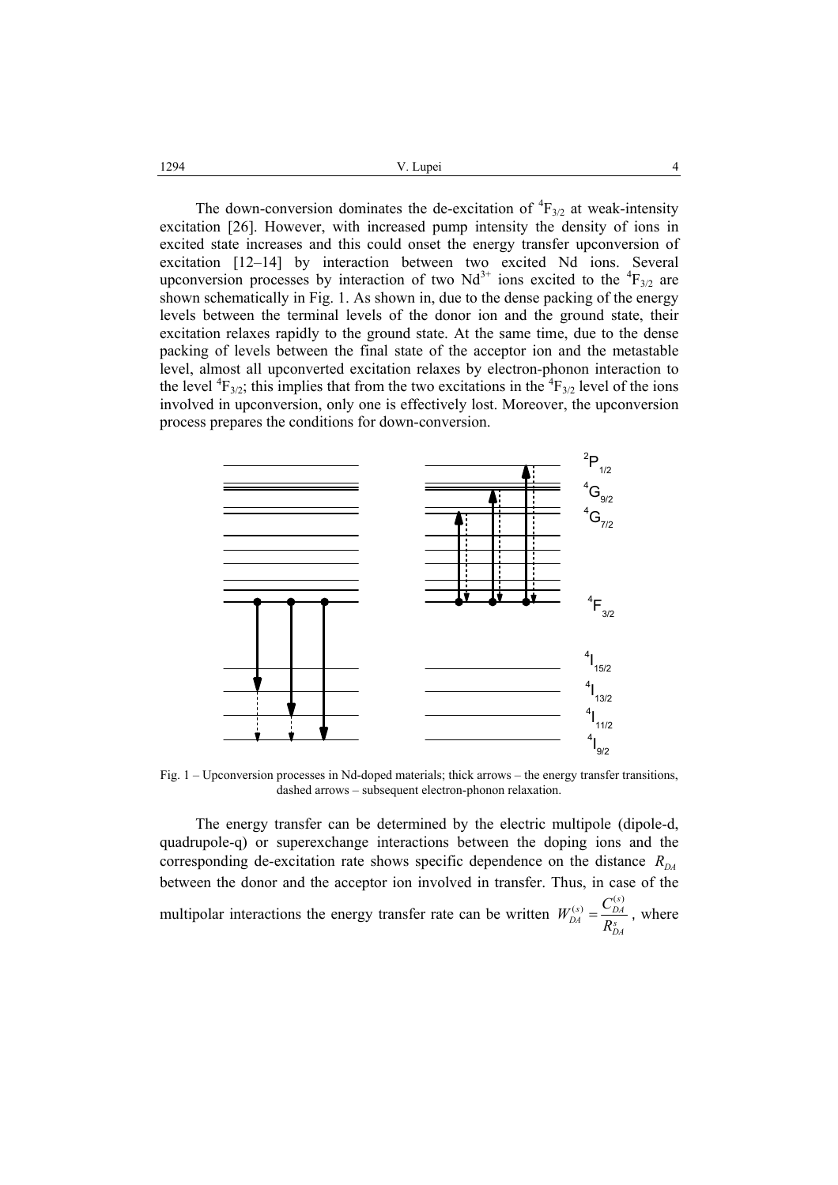The down-conversion dominates the de-excitation of $^4F_{3/2}$ at weak-intensity excitation [26]. However, with increased pump intensity the density of ions in excited state increases and this could onset the energy transfer upconversion of excitation [12–14] by interaction between two excited Nd ions. Several upconversion processes by interaction of two $Nd^{3+}$ ions excited to the $^4F_{3/2}$ are shown schematically in Fig. 1. As shown in, due to the dense packing of the energy levels between the terminal levels of the donor ion and the ground state, their excitation relaxes rapidly to the ground state. At the same time, due to the dense packing of levels between the final state of the acceptor ion and the metastable level, almost all upconverted excitation relaxes by electron-phonon interaction to the level $^4F_{3/2}$; this implies that from the two excitations in the $^4F_{3/2}$ level of the ions involved in upconversion, only one is effectively lost. Moreover, the upconversion process prepares the conditions for down-conversion.

Fig. 1 – Upconversion processes in Nd-doped materials; thick arrows – the energy transfer transitions, dashed arrows – subsequent electron-phonon relaxation.

The energy transfer can be determined by the electric multipole (dipole-d, quadrupole-q) or superexchange interactions between the doping ions and the corresponding de-excitation rate shows specific dependence on the distance $R_{DA}$ between the donor and the acceptor ion involved in transfer. Thus, in case of the multipolar interactions the energy transfer rate can be written $W_{DA}^{(s)} = \frac{C_{DA}^{(s)}}{R_{DA}^{s}}$, where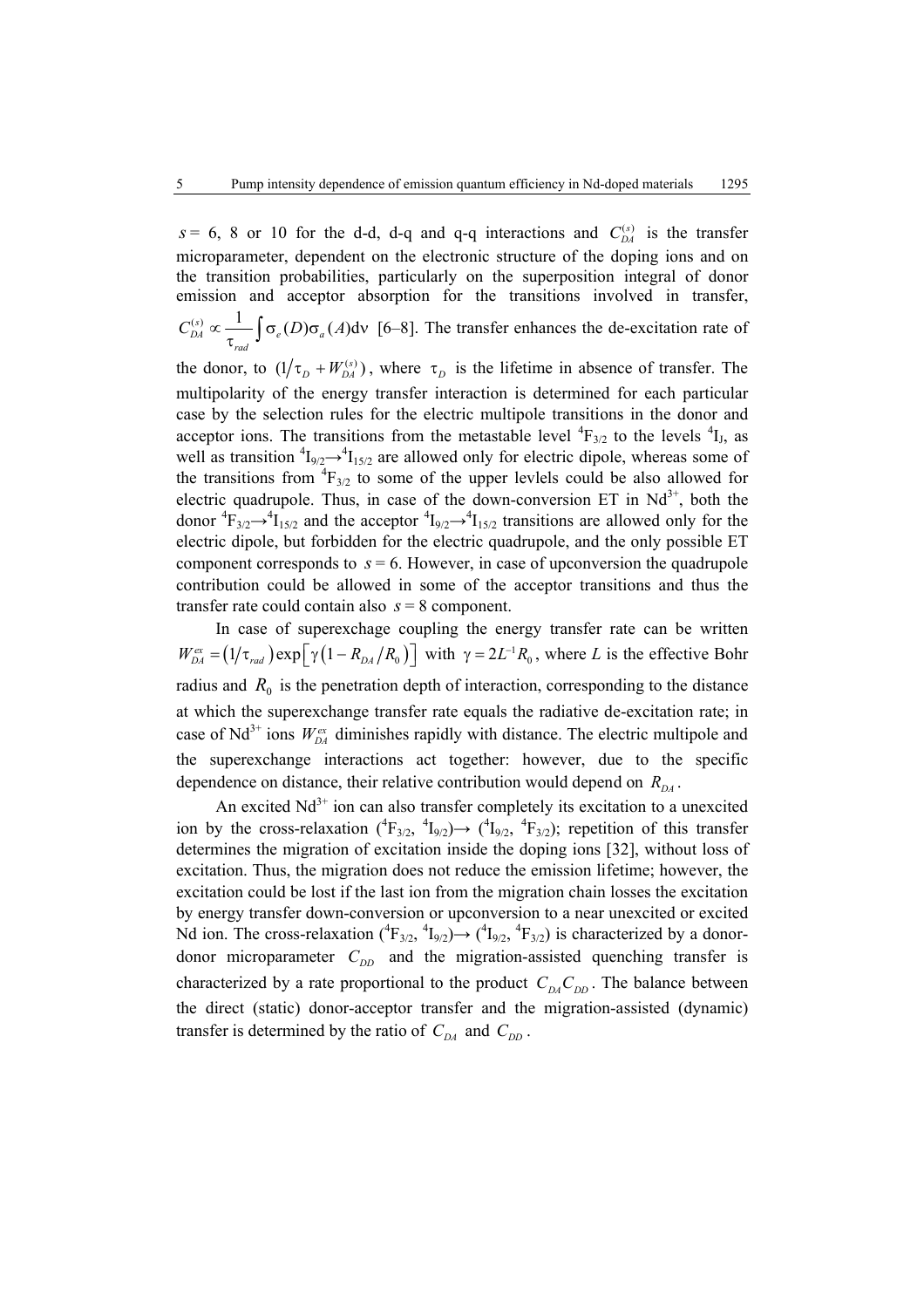$s = 6$, 8 or 10 for the d-d, d-q and q-q interactions and $C_{DA}^{(s)}$ is the transfer microparameter, dependent on the electronic structure of the doping ions and on the transition probabilities, particularly on the superposition integral of donor emission and acceptor absorption for the transitions involved in transfer, $C_{DA}^{(s)} \propto \frac{1}{\tau_{rad}} \int \sigma_e(D)\sigma_a(A)\mathrm{d}\nu$ [6–8]. The transfer enhances the de-excitation rate of the donor, to $(1/\tau_D + W_{DA}^{(s)})$, where $\tau_D$ is the lifetime in absence of transfer. The multipolarity of the energy transfer interaction is determined for each particular case by the selection rules for the electric multipole transitions in the donor and acceptor ions. The transitions from the metastable level $^4F_{3/2}$ to the levels $^4I_J$, as well as transition $^4I_{9/2} \rightarrow {}^4I_{15/2}$ are allowed only for electric dipole, whereas some of the transitions from $^4F_{3/2}$ to some of the upper levlels could be also allowed for electric quadrupole. Thus, in case of the down-conversion ET in $Nd^{3+}$, both the donor $^4F_{3/2} \rightarrow {}^4I_{15/2}$ and the acceptor $^4I_{9/2} \rightarrow {}^4I_{15/2}$ transitions are allowed only for the electric dipole, but forbidden for the electric quadrupole, and the only possible ET component corresponds to $s = 6$. However, in case of upconversion the quadrupole contribution could be allowed in some of the acceptor transitions and thus the transfer rate could contain also $s = 8$ component.

In case of superexchage coupling the energy transfer rate can be written $W_{DA}^{ex} = (1/\tau_{rad})\exp\left[\gamma\left(1 - R_{DA}/R_0\right)\right]$ with $\gamma = 2L^{-1}R_0$, where $L$ is the effective Bohr radius and $R_0$ is the penetration depth of interaction, corresponding to the distance at which the superexchange transfer rate equals the radiative de-excitation rate; in case of $Nd^{3+}$ ions $W_{DA}^{ex}$ diminishes rapidly with distance. The electric multipole and the superexchange interactions act together: however, due to the specific dependence on distance, their relative contribution would depend on $R_{DA}$.

An excited $Nd^{3+}$ ion can also transfer completely its excitation to a unexcited ion by the cross-relaxation ($^4F_{3/2}$, $^4I_{9/2}$)→ ($^4I_{9/2}$, $^4F_{3/2}$); repetition of this transfer determines the migration of excitation inside the doping ions [32], without loss of excitation. Thus, the migration does not reduce the emission lifetime; however, the excitation could be lost if the last ion from the migration chain losses the excitation by energy transfer down-conversion or upconversion to a near unexcited or excited Nd ion. The cross-relaxation ($^4F_{3/2}$, $^4I_{9/2}$)→ ($^4I_{9/2}$, $^4F_{3/2}$) is characterized by a donor-donor microparameter $C_{DD}$ and the migration-assisted quenching transfer is characterized by a rate proportional to the product $C_{DA}C_{DD}$. The balance between the direct (static) donor-acceptor transfer and the migration-assisted (dynamic) transfer is determined by the ratio of $C_{DA}$ and $C_{DD}$.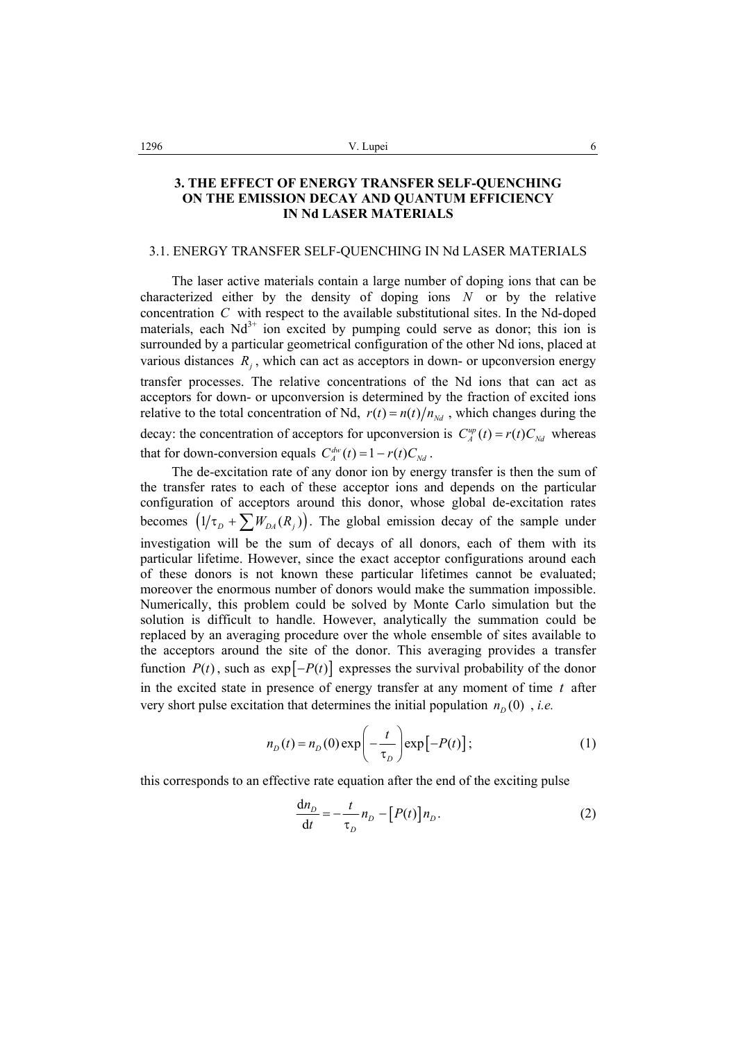## 3. THE EFFECT OF ENERGY TRANSFER SELF-QUENCHING ON THE EMISSION DECAY AND QUANTUM EFFICIENCY IN Nd LASER MATERIALS

### 3.1. ENERGY TRANSFER SELF-QUENCHING IN Nd LASER MATERIALS

The laser active materials contain a large number of doping ions that can be characterized either by the density of doping ions $N$ or by the relative concentration $C$ with respect to the available substitutional sites. In the Nd-doped materials, each $Nd^{3+}$ ion excited by pumping could serve as donor; this ion is surrounded by a particular geometrical configuration of the other Nd ions, placed at various distances $R_j$, which can act as acceptors in down- or upconversion energy transfer processes. The relative concentrations of the Nd ions that can act as acceptors for down- or upconversion is determined by the fraction of excited ions relative to the total concentration of Nd, $r(t) = n(t)/n_{Nd}$, which changes during the decay: the concentration of acceptors for upconversion is $C_A^{up}(t) = r(t)C_{Nd}$ whereas that for down-conversion equals $C_A^{dw}(t) = 1 - r(t)C_{Nd}$.

The de-excitation rate of any donor ion by energy transfer is then the sum of the transfer rates to each of these acceptor ions and depends on the particular configuration of acceptors around this donor, whose global de-excitation rates becomes $\left(1/\tau_D + \sum W_{DA}(R_j)\right)$. The global emission decay of the sample under investigation will be the sum of decays of all donors, each of them with its particular lifetime. However, since the exact acceptor configurations around each of these donors is not known these particular lifetimes cannot be evaluated; moreover the enormous number of donors would make the summation impossible. Numerically, this problem could be solved by Monte Carlo simulation but the solution is difficult to handle. However, analytically the summation could be replaced by an averaging procedure over the whole ensemble of sites available to the acceptors around the site of the donor. This averaging provides a transfer function $P(t)$, such as $\exp[-P(t)]$ expresses the survival probability of the donor in the excited state in presence of energy transfer at any moment of time $t$ after very short pulse excitation that determines the initial population $n_D(0)$, *i.e.*

$$n_D(t) = n_D(0)\exp\left(-\frac{t}{\tau_D}\right)\exp\left[-P(t)\right]; \tag{1}$$

this corresponds to an effective rate equation after the end of the exciting pulse

$$\frac{\mathrm{d}n_D}{\mathrm{d}t} = -\frac{t}{\tau_D}n_D - \left[P(t)\right]n_D. \tag{2}$$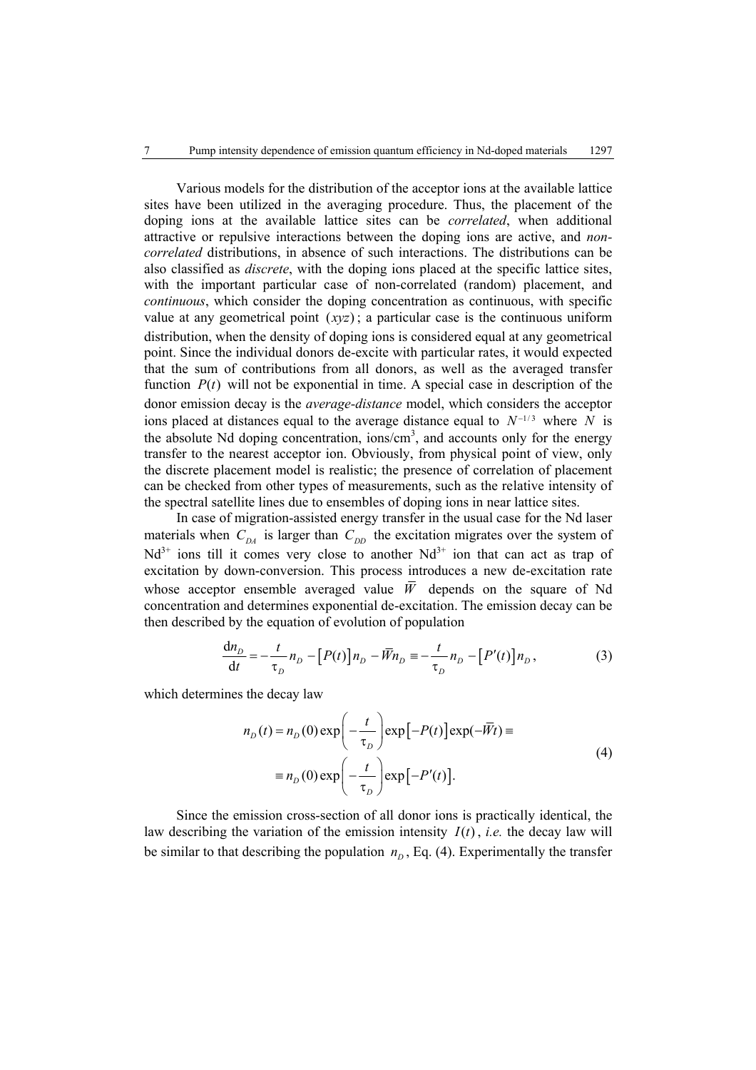Various models for the distribution of the acceptor ions at the available lattice sites have been utilized in the averaging procedure. Thus, the placement of the doping ions at the available lattice sites can be *correlated*, when additional attractive or repulsive interactions between the doping ions are active, and *non-correlated* distributions, in absence of such interactions. The distributions can be also classified as *discrete*, with the doping ions placed at the specific lattice sites, with the important particular case of non-correlated (random) placement, and *continuous*, which consider the doping concentration as continuous, with specific value at any geometrical point $(xyz)$; a particular case is the continuous uniform distribution, when the density of doping ions is considered equal at any geometrical point. Since the individual donors de-excite with particular rates, it would expected that the sum of contributions from all donors, as well as the averaged transfer function $P(t)$ will not be exponential in time. A special case in description of the donor emission decay is the *average-distance* model, which considers the acceptor ions placed at distances equal to the average distance equal to $N^{-1/3}$ where $N$ is the absolute Nd doping concentration, ions/cm$^3$, and accounts only for the energy transfer to the nearest acceptor ion. Obviously, from physical point of view, only the discrete placement model is realistic; the presence of correlation of placement can be checked from other types of measurements, such as the relative intensity of the spectral satellite lines due to ensembles of doping ions in near lattice sites.

In case of migration-assisted energy transfer in the usual case for the Nd laser materials when $C_{DA}$ is larger than $C_{DD}$ the excitation migrates over the system of $Nd^{3+}$ ions till it comes very close to another $Nd^{3+}$ ion that can act as trap of excitation by down-conversion. This process introduces a new de-excitation rate whose acceptor ensemble averaged value $\overline{W}$ depends on the square of Nd concentration and determines exponential de-excitation. The emission decay can be then described by the equation of evolution of population

$$\frac{\mathrm{d}n_D}{\mathrm{d}t} = -\frac{t}{\tau_D} n_D - \left[P(t)\right] n_D - \overline{W} n_D \equiv -\frac{t}{\tau_D} n_D - \left[P'(t)\right] n_D, \tag{3}$$

which determines the decay law

$$\begin{aligned} n_D(t) = n_D(0)\exp\left(-\frac{t}{\tau_D}\right)\exp\left[-P(t)\right]\exp(-\overline{W}t) \equiv \\ \equiv n_D(0)\exp\left(-\frac{t}{\tau_D}\right)\exp\left[-P'(t)\right]. \end{aligned} \tag{4}$$

Since the emission cross-section of all donor ions is practically identical, the law describing the variation of the emission intensity $I(t)$, *i.e.* the decay law will be similar to that describing the population $n_D$, Eq. (4). Experimentally the transfer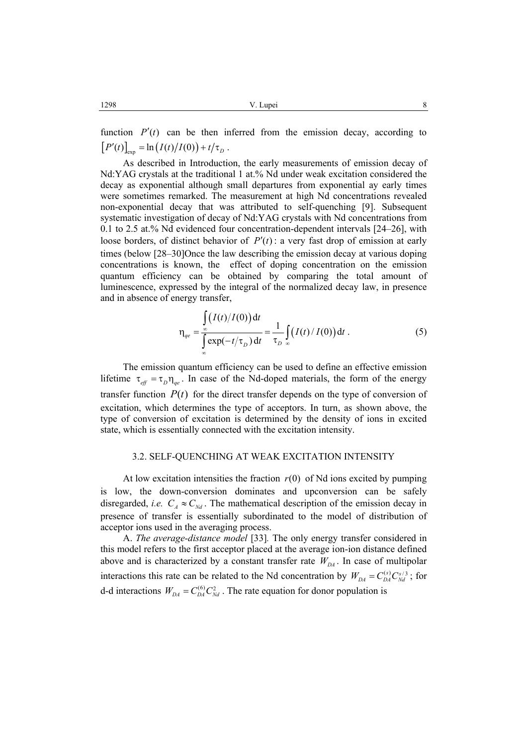function $P'(t)$ can be then inferred from the emission decay, according to $\left[P'(t)\right]_{\exp} = \ln\left(I(t)/I(0)\right) + t/\tau_D$.

As described in Introduction, the early measurements of emission decay of Nd:YAG crystals at the traditional 1 at.% Nd under weak excitation considered the decay as exponential although small departures from exponential ay early times were sometimes remarked. The measurement at high Nd concentrations revealed non-exponential decay that was attributed to self-quenching [9]. Subsequent systematic investigation of decay of Nd:YAG crystals with Nd concentrations from 0.1 to 2.5 at.% Nd evidenced four concentration-dependent intervals [24–26], with loose borders, of distinct behavior of $P'(t)$: a very fast drop of emission at early times (below [28–30]Once the law describing the emission decay at various doping concentrations is known, the effect of doping concentration on the emission quantum efficiency can be obtained by comparing the total amount of luminescence, expressed by the integral of the normalized decay law, in presence and in absence of energy transfer,

$$\eta_{qe} = \frac{\int_{\infty} \left(I(t)/I(0)\right) \mathrm{d}t}{\int_{\infty} \exp(-t/\tau_D)\, \mathrm{d}t} = \frac{1}{\tau_D} \int_{\infty} \left(I(t)/I(0)\right) \mathrm{d}t \,. \tag{5}$$

The emission quantum efficiency can be used to define an effective emission lifetime $\tau_{eff} = \tau_D \eta_{qe}$. In case of the Nd-doped materials, the form of the energy transfer function $P(t)$ for the direct transfer depends on the type of conversion of excitation, which determines the type of acceptors. In turn, as shown above, the type of conversion of excitation is determined by the density of ions in excited state, which is essentially connected with the excitation intensity.

### 3.2. SELF-QUENCHING AT WEAK EXCITATION INTENSITY

At low excitation intensities the fraction $r(0)$ of Nd ions excited by pumping is low, the down-conversion dominates and upconversion can be safely disregarded, *i.e.* $C_A \approx C_{Nd}$. The mathematical description of the emission decay in presence of transfer is essentially subordinated to the model of distribution of acceptor ions used in the averaging process.

A. *The average-distance model* [33]. The only energy transfer considered in this model refers to the first acceptor placed at the average ion-ion distance defined above and is characterized by a constant transfer rate $W_{DA}$. In case of multipolar interactions this rate can be related to the Nd concentration by $W_{DA} = C_{DA}^{(s)} C_{Nd}^{s/3}$; for d-d interactions $W_{DA} = C_{DA}^{(6)} C_{Nd}^{2}$. The rate equation for donor population is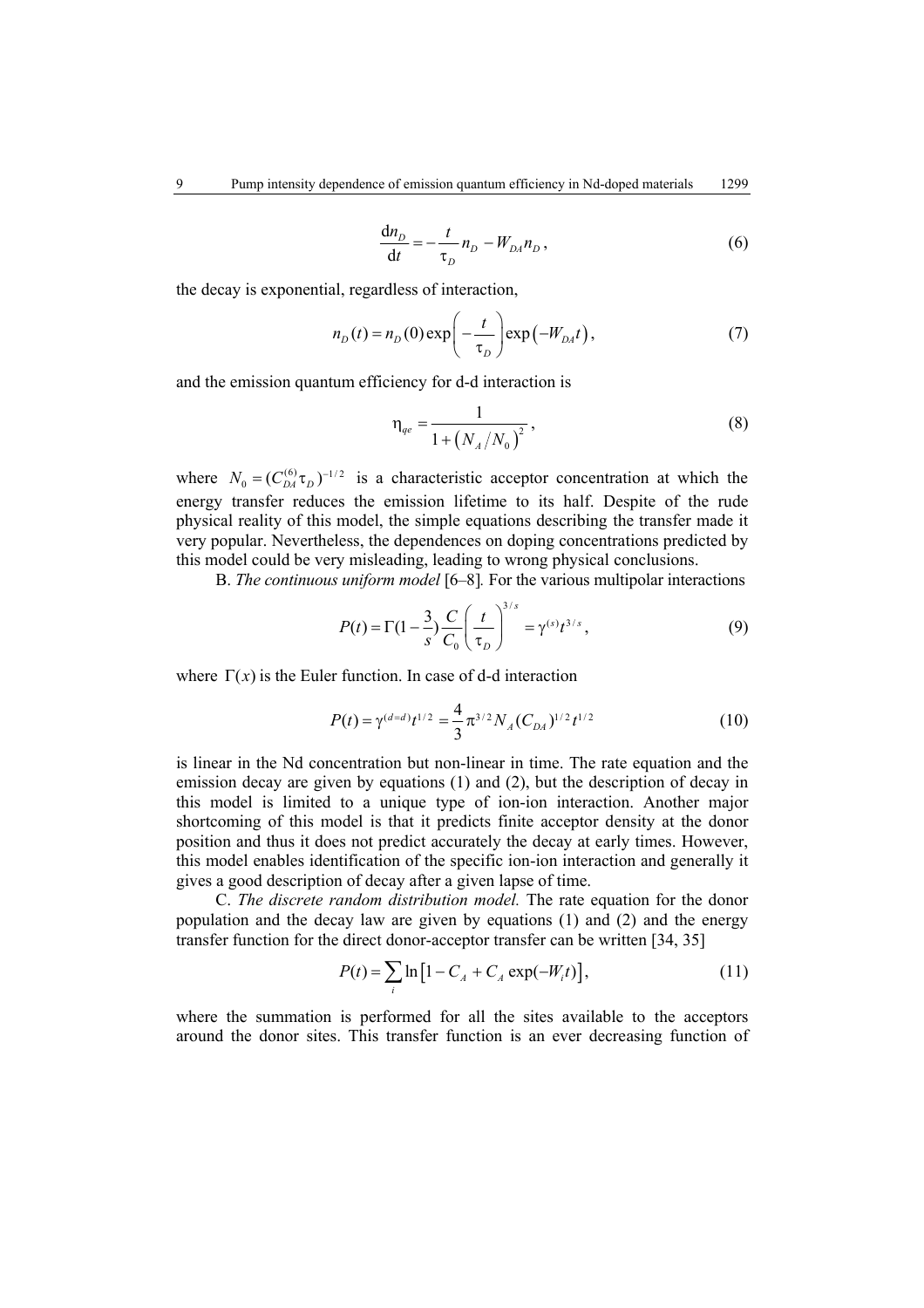$$\frac{\mathrm{d}n_D}{\mathrm{d}t} = -\frac{t}{\tau_D} n_D - W_{DA} n_D \,, \tag{6}$$

the decay is exponential, regardless of interaction,

$$n_D(t) = n_D(0)\exp\left(-\frac{t}{\tau_D}\right)\exp\left(-W_{DA}t\right), \tag{7}$$

and the emission quantum efficiency for d-d interaction is

$$\eta_{qe} = \frac{1}{1+\left(N_A/N_0\right)^2}\,, \tag{8}$$

where $N_0 = (C_{DA}^{(6)}\tau_D)^{-1/2}$ is a characteristic acceptor concentration at which the energy transfer reduces the emission lifetime to its half. Despite of the rude physical reality of this model, the simple equations describing the transfer made it very popular. Nevertheless, the dependences on doping concentrations predicted by this model could be very misleading, leading to wrong physical conclusions.

B. *The continuous uniform model* [6–8]. For the various multipolar interactions

$$P(t) = \Gamma(1-\frac{3}{s})\frac{C}{C_0}\left(\frac{t}{\tau_D}\right)^{3/s} = \gamma^{(s)}t^{3/s}\,, \tag{9}$$

where $\Gamma(x)$ is the Euler function. In case of d-d interaction

$$P(t) = \gamma^{(d=d)}t^{1/2} = \frac{4}{3}\pi^{3/2}N_A(C_{DA})^{1/2}t^{1/2} \tag{10}$$

is linear in the Nd concentration but non-linear in time. The rate equation and the emission decay are given by equations (1) and (2), but the description of decay in this model is limited to a unique type of ion-ion interaction. Another major shortcoming of this model is that it predicts finite acceptor density at the donor position and thus it does not predict accurately the decay at early times. However, this model enables identification of the specific ion-ion interaction and generally it gives a good description of decay after a given lapse of time.

C. *The discrete random distribution model.* The rate equation for the donor population and the decay law are given by equations (1) and (2) and the energy transfer function for the direct donor-acceptor transfer can be written [34, 35]

$$P(t) = \sum_i \ln\left[1 - C_A + C_A\exp(-W_i t)\right], \tag{11}$$

where the summation is performed for all the sites available to the acceptors around the donor sites. This transfer function is an ever decreasing function of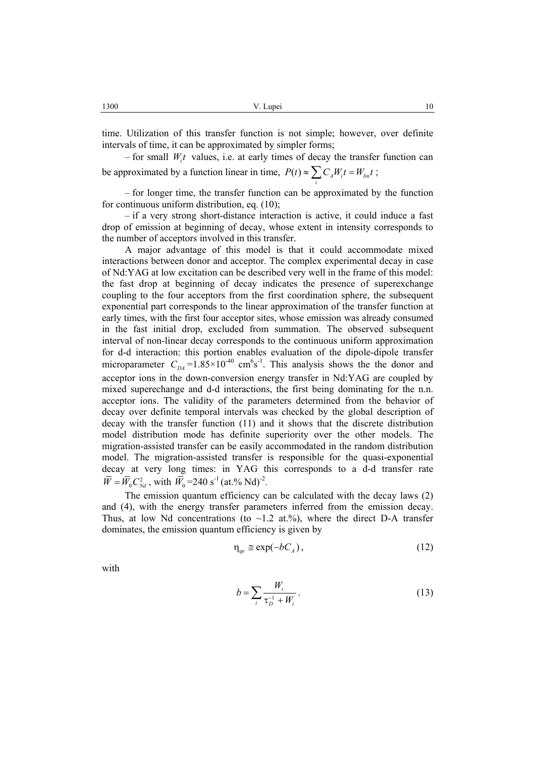time. Utilization of this transfer function is not simple; however, over definite intervals of time, it can be approximated by simpler forms;

– for small $W_i t$ values, i.e. at early times of decay the transfer function can be approximated by a function linear in time, $P(t) \approx \sum_i C_A W_i t = W_{lin} t$ ;

– for longer time, the transfer function can be approximated by the function for continuous uniform distribution, eq. (10);

– if a very strong short-distance interaction is active, it could induce a fast drop of emission at beginning of decay, whose extent in intensity corresponds to the number of acceptors involved in this transfer.

A major advantage of this model is that it could accommodate mixed interactions between donor and acceptor. The complex experimental decay in case of Nd:YAG at low excitation can be described very well in the frame of this model: the fast drop at beginning of decay indicates the presence of superexchange coupling to the four acceptors from the first coordination sphere, the subsequent exponential part corresponds to the linear approximation of the transfer function at early times, with the first four acceptor sites, whose emission was already consumed in the fast initial drop, excluded from summation. The observed subsequent interval of non-linear decay corresponds to the continuous uniform approximation for d-d interaction: this portion enables evaluation of the dipole-dipole transfer microparameter $C_{DA}$ =1.85×10$^{-40}$ cm$^6$s$^{-1}$. This analysis shows the the donor and acceptor ions in the down-conversion energy transfer in Nd:YAG are coupled by mixed superechange and d-d interactions, the first being dominating for the n.n. acceptor ions. The validity of the parameters determined from the behavior of decay over definite temporal intervals was checked by the global description of decay with the transfer function (11) and it shows that the discrete distribution model distribution mode has definite superiority over the other models. The migration-assisted transfer can be easily accommodated in the random distribution model. The migration-assisted transfer is responsible for the quasi-exponential decay at very long times: in YAG this corresponds to a d-d transfer rate $\overline{W} = \overline{W}_0 C_{Nd}^2$ , with $\overline{W}_0$ =240 s$^{-1}$ (at.% Nd)$^{-2}$.

The emission quantum efficiency can be calculated with the decay laws (2) and (4), with the energy transfer parameters inferred from the emission decay. Thus, at low Nd concentrations (to ~1.2 at.%), where the direct D-A transfer dominates, the emission quantum efficiency is given by

$$\eta_{qe} \cong \exp(-bC_A)\,, \tag{12}$$

with

$$b = \sum_i \frac{W_i}{\tau_D^{-1} + W_i}\,. \tag{13}$$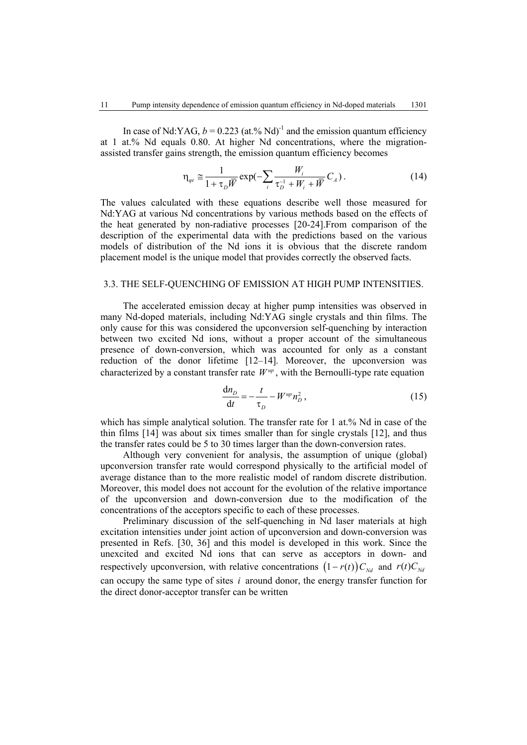In case of Nd:YAG, $b = 0.223$ (at.% Nd)$^{-1}$ and the emission quantum efficiency at 1 at.% Nd equals 0.80. At higher Nd concentrations, where the migration-assisted transfer gains strength, the emission quantum efficiency becomes

$$\eta_{qe} \cong \frac{1}{1+\tau_D \overline{W}} \exp\left(-\sum_i \frac{W_i}{\tau_D^{-1} + W_i + \overline{W}} C_A\right). \tag{14}$$

The values calculated with these equations describe well those measured for Nd:YAG at various Nd concentrations by various methods based on the effects of the heat generated by non-radiative processes [20-24].From comparison of the description of the experimental data with the predictions based on the various models of distribution of the Nd ions it is obvious that the discrete random placement model is the unique model that provides correctly the observed facts.

### 3.3. THE SELF-QUENCHING OF EMISSION AT HIGH PUMP INTENSITIES.

The accelerated emission decay at higher pump intensities was observed in many Nd-doped materials, including Nd:YAG single crystals and thin films. The only cause for this was considered the upconversion self-quenching by interaction between two excited Nd ions, without a proper account of the simultaneous presence of down-conversion, which was accounted for only as a constant reduction of the donor lifetime [12–14]. Moreover, the upconversion was characterized by a constant transfer rate $W^{up}$, with the Bernoulli-type rate equation

$$\frac{\mathrm{d}n_D}{\mathrm{d}t} = -\frac{t}{\tau_D} - W^{up} n_D^2, \tag{15}$$

which has simple analytical solution. The transfer rate for 1 at.% Nd in case of the thin films [14] was about six times smaller than for single crystals [12], and thus the transfer rates could be 5 to 30 times larger than the down-conversion rates.

Although very convenient for analysis, the assumption of unique (global) upconversion transfer rate would correspond physically to the artificial model of average distance than to the more realistic model of random discrete distribution. Moreover, this model does not account for the evolution of the relative importance of the upconversion and down-conversion due to the modification of the concentrations of the acceptors specific to each of these processes.

Preliminary discussion of the self-quenching in Nd laser materials at high excitation intensities under joint action of upconversion and down-conversion was presented in Refs. [30, 36] and this model is developed in this work. Since the unexcited and excited Nd ions that can serve as acceptors in down- and respectively upconversion, with relative concentrations $\left(1-r(t)\right)C_{Nd}$ and $r(t)C_{Nd}$ can occupy the same type of sites $i$ around donor, the energy transfer function for the direct donor-acceptor transfer can be written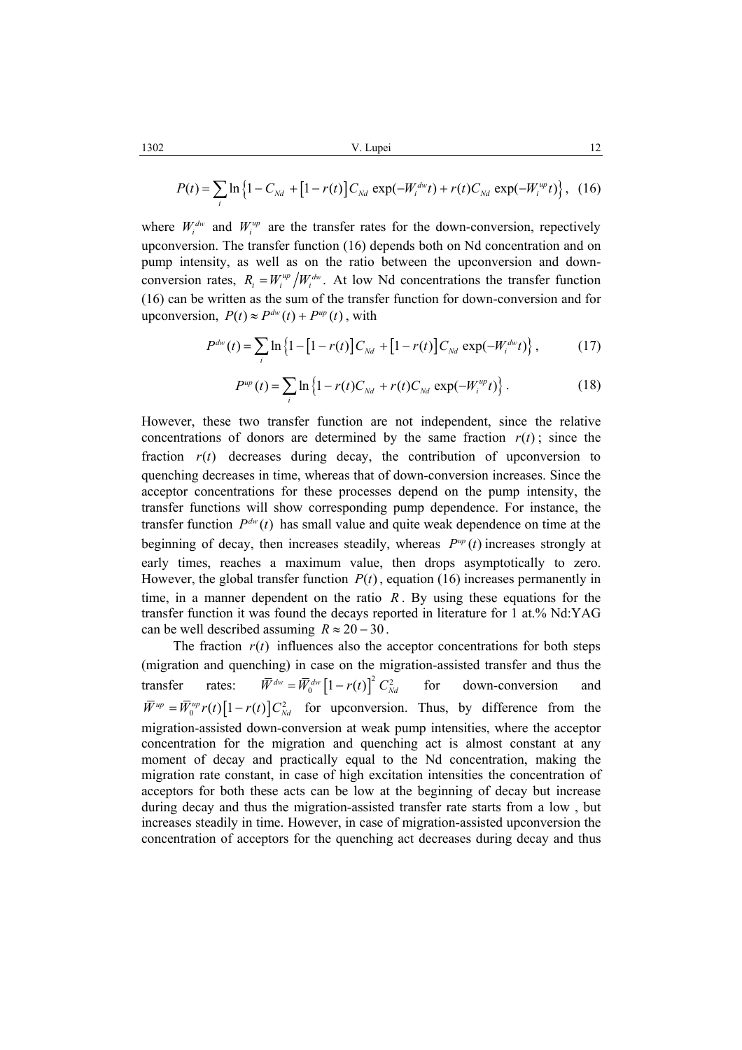$$P(t) = \sum_i \ln\left\{1 - C_{Nd} + \left[1 - r(t)\right] C_{Nd} \exp(-W_i^{dw} t) + r(t) C_{Nd} \exp(-W_i^{up} t)\right\}, \quad (16)$$

where $W_i^{dw}$ and $W_i^{up}$ are the transfer rates for the down-conversion, repectively upconversion. The transfer function (16) depends both on Nd concentration and on pump intensity, as well as on the ratio between the upconversion and down-conversion rates, $R_i = W_i^{up} / W_i^{dw}$. At low Nd concentrations the transfer function (16) can be written as the sum of the transfer function for down-conversion and for upconversion, $P(t) \approx P^{dw}(t) + P^{up}(t)$, with

$$P^{dw}(t) = \sum_i \ln\left\{1 - \left[1 - r(t)\right] C_{Nd} + \left[1 - r(t)\right] C_{Nd} \exp(-W_i^{dw} t)\right\}, \quad (17)$$

$$P^{up}(t) = \sum_i \ln\left\{1 - r(t) C_{Nd} + r(t) C_{Nd} \exp(-W_i^{up} t)\right\}. \quad (18)$$

However, these two transfer function are not independent, since the relative concentrations of donors are determined by the same fraction $r(t)$; since the fraction $r(t)$ decreases during decay, the contribution of upconversion to quenching decreases in time, whereas that of down-conversion increases. Since the acceptor concentrations for these processes depend on the pump intensity, the transfer functions will show corresponding pump dependence. For instance, the transfer function $P^{dw}(t)$ has small value and quite weak dependence on time at the beginning of decay, then increases steadily, whereas $P^{up}(t)$ increases strongly at early times, reaches a maximum value, then drops asymptotically to zero. However, the global transfer function $P(t)$, equation (16) increases permanently in time, in a manner dependent on the ratio $R$. By using these equations for the transfer function it was found the decays reported in literature for 1 at.% Nd:YAG can be well described assuming $R \approx 20 - 30$.

The fraction $r(t)$ influences also the acceptor concentrations for both steps (migration and quenching) in case on the migration-assisted transfer and thus the transfer rates: $\overline{W}^{dw} = \overline{W}_0^{dw} \left[1 - r(t)\right]^2 C_{Nd}^2$ for down-conversion and $\overline{W}^{up} = \overline{W}_0^{up} r(t) \left[1 - r(t)\right] C_{Nd}^2$ for upconversion. Thus, by difference from the migration-assisted down-conversion at weak pump intensities, where the acceptor concentration for the migration and quenching act is almost constant at any moment of decay and practically equal to the Nd concentration, making the migration rate constant, in case of high excitation intensities the concentration of acceptors for both these acts can be low at the beginning of decay but increase during decay and thus the migration-assisted transfer rate starts from a low , but increases steadily in time. However, in case of migration-assisted upconversion the concentration of acceptors for the quenching act decreases during decay and thus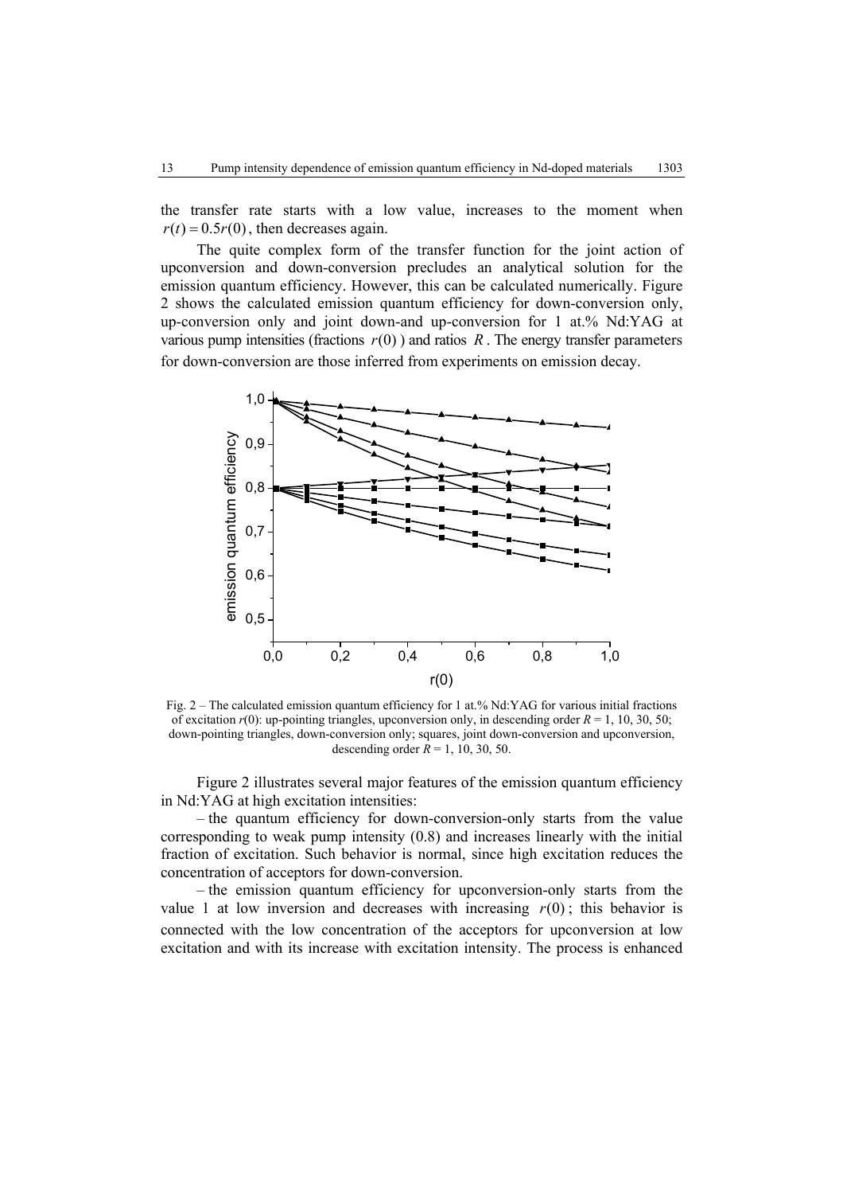the transfer rate starts with a low value, increases to the moment when $r(t) = 0.5r(0)$, then decreases again.

The quite complex form of the transfer function for the joint action of upconversion and down-conversion precludes an analytical solution for the emission quantum efficiency. However, this can be calculated numerically. Figure 2 shows the calculated emission quantum efficiency for down-conversion only, up-conversion only and joint down-and up-conversion for 1 at.% Nd:YAG at various pump intensities (fractions $r(0)$ ) and ratios $R$. The energy transfer parameters for down-conversion are those inferred from experiments on emission decay.

Fig. 2 – The calculated emission quantum efficiency for 1 at.% Nd:YAG for various initial fractions of excitation $r(0)$: up-pointing triangles, upconversion only, in descending order $R$ = 1, 10, 30, 50; down-pointing triangles, down-conversion only; squares, joint down-conversion and upconversion, descending order $R$ = 1, 10, 30, 50.

Figure 2 illustrates several major features of the emission quantum efficiency in Nd:YAG at high excitation intensities:

– the quantum efficiency for down-conversion-only starts from the value corresponding to weak pump intensity (0.8) and increases linearly with the initial fraction of excitation. Such behavior is normal, since high excitation reduces the concentration of acceptors for down-conversion.

– the emission quantum efficiency for upconversion-only starts from the value 1 at low inversion and decreases with increasing $r(0)$; this behavior is connected with the low concentration of the acceptors for upconversion at low excitation and with its increase with excitation intensity. The process is enhanced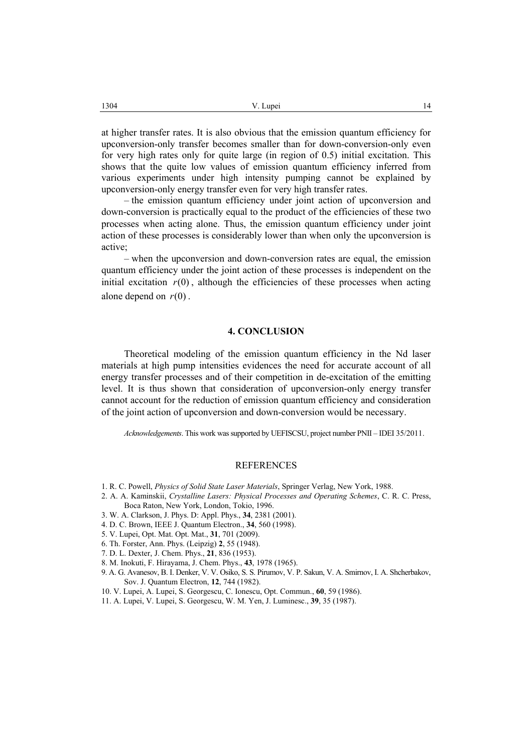at higher transfer rates. It is also obvious that the emission quantum efficiency for upconversion-only transfer becomes smaller than for down-conversion-only even for very high rates only for quite large (in region of 0.5) initial excitation. This shows that the quite low values of emission quantum efficiency inferred from various experiments under high intensity pumping cannot be explained by upconversion-only energy transfer even for very high transfer rates.

– the emission quantum efficiency under joint action of upconversion and down-conversion is practically equal to the product of the efficiencies of these two processes when acting alone. Thus, the emission quantum efficiency under joint action of these processes is considerably lower than when only the upconversion is active;

– when the upconversion and down-conversion rates are equal, the emission quantum efficiency under the joint action of these processes is independent on the initial excitation $r(0)$, although the efficiencies of these processes when acting alone depend on $r(0)$.

## 4. CONCLUSION

Theoretical modeling of the emission quantum efficiency in the Nd laser materials at high pump intensities evidences the need for accurate account of all energy transfer processes and of their competition in de-excitation of the emitting level. It is thus shown that consideration of upconversion-only energy transfer cannot account for the reduction of emission quantum efficiency and consideration of the joint action of upconversion and down-conversion would be necessary.

*Acknowledgements*. This work was supported by UEFISCSU, project number PNII – IDEI 35/2011.

## REFERENCES

1. R. C. Powell, *Physics of Solid State Laser Materials*, Springer Verlag, New York, 1988.
2. A. A. Kaminskii, *Crystalline Lasers: Physical Processes and Operating Schemes*, C. R. C. Press, Boca Raton, New York, London, Tokio, 1996.
3. W. A. Clarkson, J. Phys. D: Appl. Phys., **34**, 2381 (2001).
4. D. C. Brown, IEEE J. Quantum Electron., **34**, 560 (1998).
5. V. Lupei, Opt. Mat. Opt. Mat., **31**, 701 (2009).
6. Th. Forster, Ann. Phys. (Leipzig) **2**, 55 (1948).
7. D. L. Dexter, J. Chem. Phys., **21**, 836 (1953).
8. M. Inokuti, F. Hirayama, J. Chem. Phys., **43**, 1978 (1965).
9. A. G. Avanesov, B. I. Denker, V. V. Osiko, S. S. Pirumov, V. P. Sakun, V. A. Smirnov, I. A. Shcherbakov, Sov. J. Quantum Electron, **12**, 744 (1982).
10. V. Lupei, A. Lupei, S. Georgescu, C. Ionescu, Opt. Commun., **60**, 59 (1986).
11. A. Lupei, V. Lupei, S. Georgescu, W. M. Yen, J. Luminesc., **39**, 35 (1987).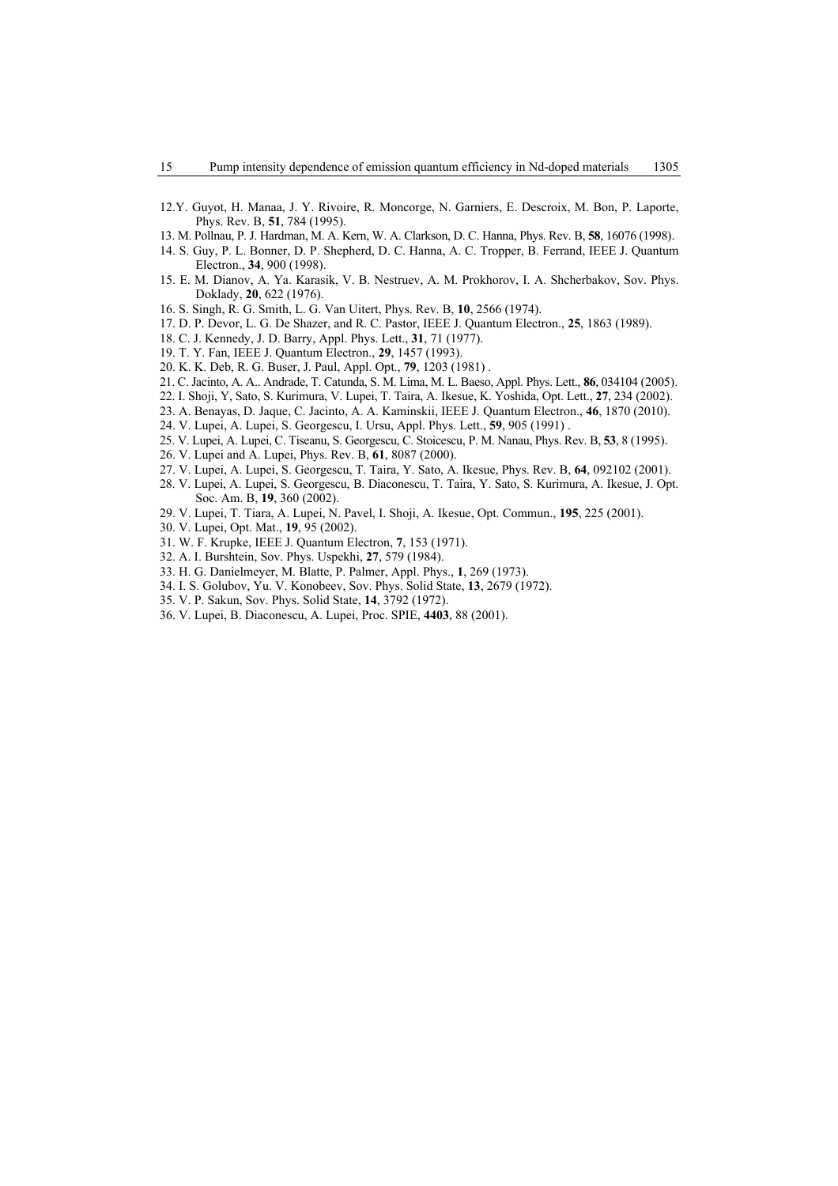12. Y. Guyot, H. Manaa, J. Y. Rivoire, R. Moncorge, N. Garniers, E. Descroix, M. Bon, P. Laporte, Phys. Rev. B, **51**, 784 (1995).
13. M. Pollnau, P. J. Hardman, M. A. Kern, W. A. Clarkson, D. C. Hanna, Phys. Rev. B, **58**, 16076 (1998).
14. S. Guy, P. L. Bonner, D. P. Shepherd, D. C. Hanna, A. C. Tropper, B. Ferrand, IEEE J. Quantum Electron., **34**, 900 (1998).
15. E. M. Dianov, A. Ya. Karasik, V. B. Nestruev, A. M. Prokhorov, I. A. Shcherbakov, Sov. Phys. Doklady, **20**, 622 (1976).
16. S. Singh, R. G. Smith, L. G. Van Uitert, Phys. Rev. B, **10**, 2566 (1974).
17. D. P. Devor, L. G. De Shazer, and R. C. Pastor, IEEE J. Quantum Electron., **25**, 1863 (1989).
18. C. J. Kennedy, J. D. Barry, Appl. Phys. Lett., **31**, 71 (1977).
19. T. Y. Fan, IEEE J. Quantum Electron., **29**, 1457 (1993).
20. K. K. Deb, R. G. Buser, J. Paul, Appl. Opt., **79**, 1203 (1981) .
21. C. Jacinto, A. A.. Andrade, T. Catunda, S. M. Lima, M. L. Baeso, Appl. Phys. Lett., **86**, 034104 (2005).
22. I. Shoji, Y, Sato, S. Kurimura, V. Lupei, T. Taira, A. Ikesue, K. Yoshida, Opt. Lett., **27**, 234 (2002).
23. A. Benayas, D. Jaque, C. Jacinto, A. A. Kaminskii, IEEE J. Quantum Electron., **46**, 1870 (2010).
24. V. Lupei, A. Lupei, S. Georgescu, I. Ursu, Appl. Phys. Lett., **59**, 905 (1991) .
25. V. Lupei, A. Lupei, C. Tiseanu, S. Georgescu, C. Stoicescu, P. M. Nanau, Phys. Rev. B, **53**, 8 (1995).
26. V. Lupei and A. Lupei, Phys. Rev. B, **61**, 8087 (2000).
27. V. Lupei, A. Lupei, S. Georgescu, T. Taira, Y. Sato, A. Ikesue, Phys. Rev. B, **64**, 092102 (2001).
28. V. Lupei, A. Lupei, S. Georgescu, B. Diaconescu, T. Taira, Y. Sato, S. Kurimura, A. Ikesue, J. Opt. Soc. Am. B, **19**, 360 (2002).
29. V. Lupei, T. Tiara, A. Lupei, N. Pavel, I. Shoji, A. Ikesue, Opt. Commun., **195**, 225 (2001).
30. V. Lupei, Opt. Mat., **19**, 95 (2002).
31. W. F. Krupke, IEEE J. Quantum Electron, **7**, 153 (1971).
32. A. I. Burshtein, Sov. Phys. Uspekhi, **27**, 579 (1984).
33. H. G. Danielmeyer, M. Blatte, P. Palmer, Appl. Phys., **1**, 269 (1973).
34. I. S. Golubov, Yu. V. Konobeev, Sov. Phys. Solid State, **13**, 2679 (1972).
35. V. P. Sakun, Sov. Phys. Solid State, **14**, 3792 (1972).
36. V. Lupei, B. Diaconescu, A. Lupei, Proc. SPIE, **4403**, 88 (2001).